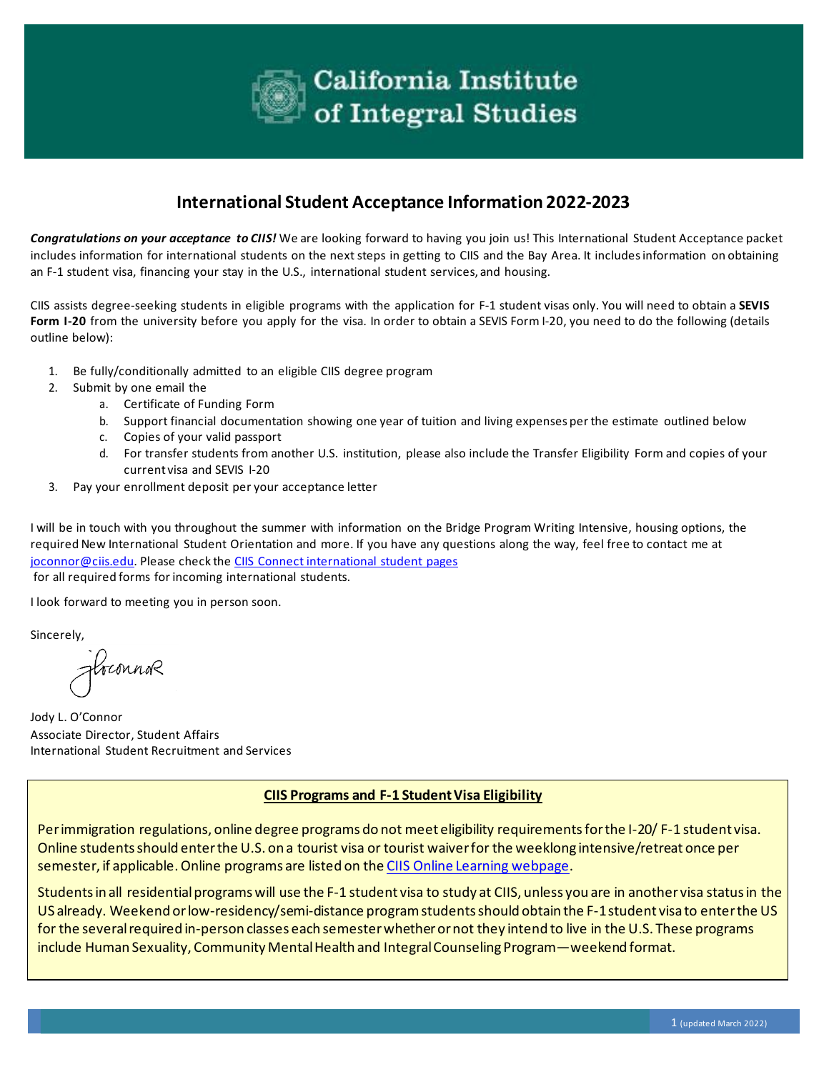# California Institute of Integral Studies

## International Student Acceptance Information 2022-2023

***Congratulations on your acceptance to CIIS!*** We are looking forward to having you join us! This International Student Acceptance packet includes information for international students on the next steps in getting to CIIS and the Bay Area. It includes information on obtaining an F-1 student visa, financing your stay in the U.S., international student services, and housing.

CIIS assists degree-seeking students in eligible programs with the application for F-1 student visas only. You will need to obtain a **SEVIS Form I-20** from the university before you apply for the visa. In order to obtain a SEVIS Form I-20, you need to do the following (details outline below):

1. Be fully/conditionally admitted to an eligible CIIS degree program
2. Submit by one email the
   a. Certificate of Funding Form
   b. Support financial documentation showing one year of tuition and living expenses per the estimate outlined below
   c. Copies of your valid passport
   d. For transfer students from another U.S. institution, please also include the Transfer Eligibility Form and copies of your current visa and SEVIS I-20
3. Pay your enrollment deposit per your acceptance letter

I will be in touch with you throughout the summer with information on the Bridge Program Writing Intensive, housing options, the required New International Student Orientation and more. If you have any questions along the way, feel free to contact me at joconnor@ciis.edu. Please check the CIIS Connect international student pages for all required forms for incoming international students.

I look forward to meeting you in person soon.

Sincerely,

Jody L. O'Connor
Associate Director, Student Affairs
International Student Recruitment and Services

### CIIS Programs and F-1 Student Visa Eligibility

Per immigration regulations, online degree programs do not meet eligibility requirements for the I-20/ F-1 student visa. Online students should enter the U.S. on a tourist visa or tourist waiver for the weeklong intensive/retreat once per semester, if applicable. Online programs are listed on the CIIS Online Learning webpage.

Students in all residential programs will use the F-1 student visa to study at CIIS, unless you are in another visa status in the US already. Weekend or low-residency/semi-distance program students should obtain the F-1 student visa to enter the US for the several required in-person classes each semester whether or not they intend to live in the U.S. These programs include Human Sexuality, Community Mental Health and Integral Counseling Program—weekend format.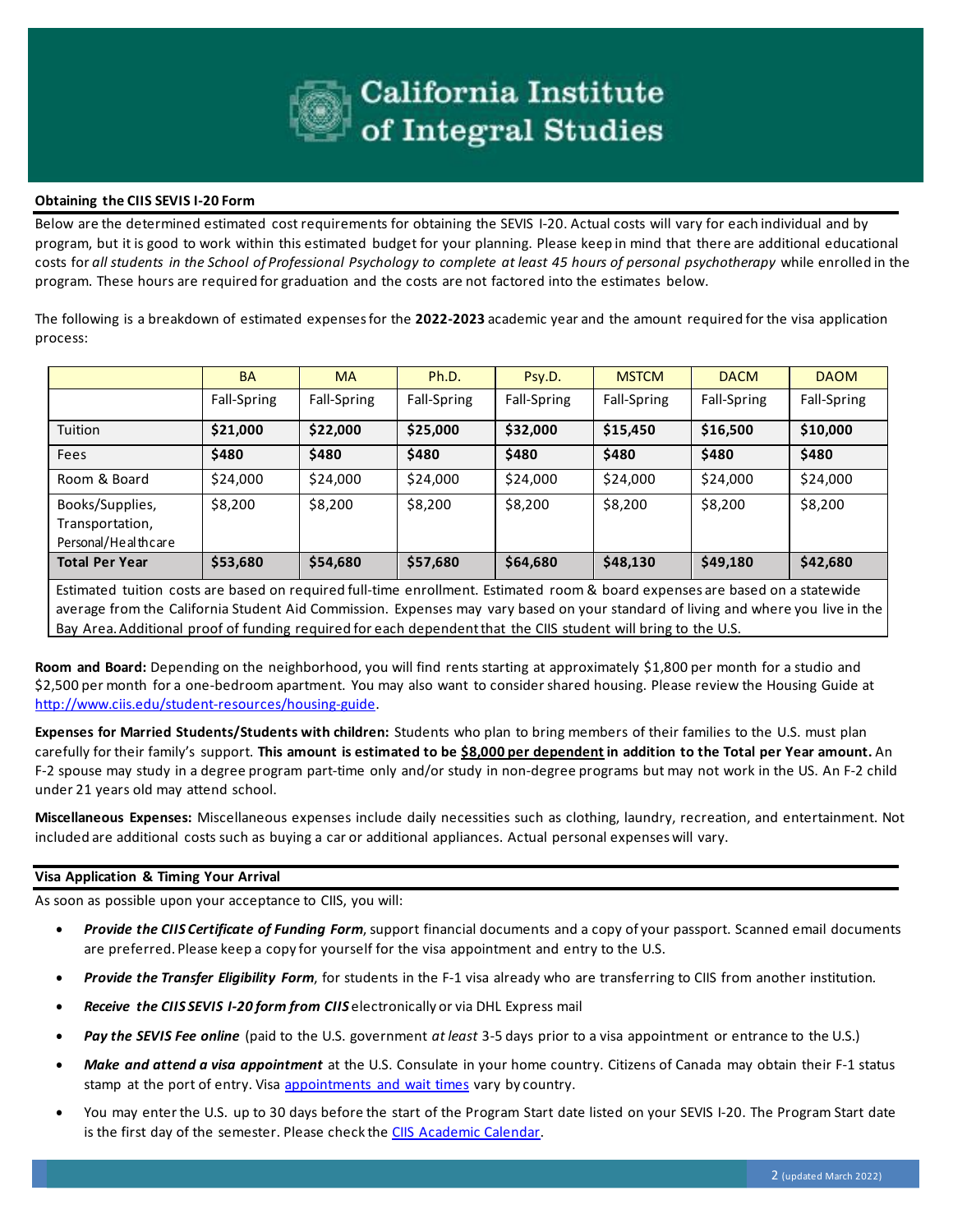# California Institute of Integral Studies

## Obtaining the CIIS SEVIS I-20 Form

Below are the determined estimated cost requirements for obtaining the SEVIS I-20. Actual costs will vary for each individual and by program, but it is good to work within this estimated budget for your planning. Please keep in mind that there are additional educational costs for *all students in the School of Professional Psychology to complete at least 45 hours of personal psychotherapy* while enrolled in the program. These hours are required for graduation and the costs are not factored into the estimates below.

The following is a breakdown of estimated expenses for the **2022-2023** academic year and the amount required for the visa application process:

| | BA | MA | Ph.D. | Psy.D. | MSTCM | DACM | DAOM |
|---|---|---|---|---|---|---|---|
| | Fall-Spring | Fall-Spring | Fall-Spring | Fall-Spring | Fall-Spring | Fall-Spring | Fall-Spring |
| Tuition | **$21,000** | **$22,000** | **$25,000** | **$32,000** | **$15,450** | **$16,500** | **$10,000** |
| Fees | **$480** | **$480** | **$480** | **$480** | **$480** | **$480** | **$480** |
| Room & Board | $24,000 | $24,000 | $24,000 | $24,000 | $24,000 | $24,000 | $24,000 |
| Books/Supplies, Transportation, Personal/Healthcare | $8,200 | $8,200 | $8,200 | $8,200 | $8,200 | $8,200 | $8,200 |
| **Total Per Year** | **$53,680** | **$54,680** | **$57,680** | **$64,680** | **$48,130** | **$49,180** | **$42,680** |

Estimated tuition costs are based on required full-time enrollment. Estimated room & board expenses are based on a statewide average from the California Student Aid Commission. Expenses may vary based on your standard of living and where you live in the Bay Area. Additional proof of funding required for each dependent that the CIIS student will bring to the U.S.

**Room and Board:** Depending on the neighborhood, you will find rents starting at approximately $1,800 per month for a studio and $2,500 per month for a one-bedroom apartment. You may also want to consider shared housing. Please review the Housing Guide at http://www.ciis.edu/student-resources/housing-guide.

**Expenses for Married Students/Students with children:** Students who plan to bring members of their families to the U.S. must plan carefully for their family's support. **This amount is estimated to be <u>$8,000 per dependent</u> in addition to the Total per Year amount.** An F-2 spouse may study in a degree program part-time only and/or study in non-degree programs but may not work in the US. An F-2 child under 21 years old may attend school.

**Miscellaneous Expenses:** Miscellaneous expenses include daily necessities such as clothing, laundry, recreation, and entertainment. Not included are additional costs such as buying a car or additional appliances. Actual personal expenses will vary.

## Visa Application & Timing Your Arrival

As soon as possible upon your acceptance to CIIS, you will:

- ***Provide the CIIS Certificate of Funding Form***, support financial documents and a copy of your passport. Scanned email documents are preferred. Please keep a copy for yourself for the visa appointment and entry to the U.S.
- ***Provide the Transfer Eligibility Form***, for students in the F-1 visa already who are transferring to CIIS from another institution.
- ***Receive the CIIS SEVIS I-20 form from CIIS*** electronically or via DHL Express mail
- ***Pay the SEVIS Fee online*** (paid to the U.S. government *at least* 3-5 days prior to a visa appointment or entrance to the U.S.)
- ***Make and attend a visa appointment*** at the U.S. Consulate in your home country. Citizens of Canada may obtain their F-1 status stamp at the port of entry. Visa appointments and wait times vary by country.
- You may enter the U.S. up to 30 days before the start of the Program Start date listed on your SEVIS I-20. The Program Start date is the first day of the semester. Please check the CIIS Academic Calendar.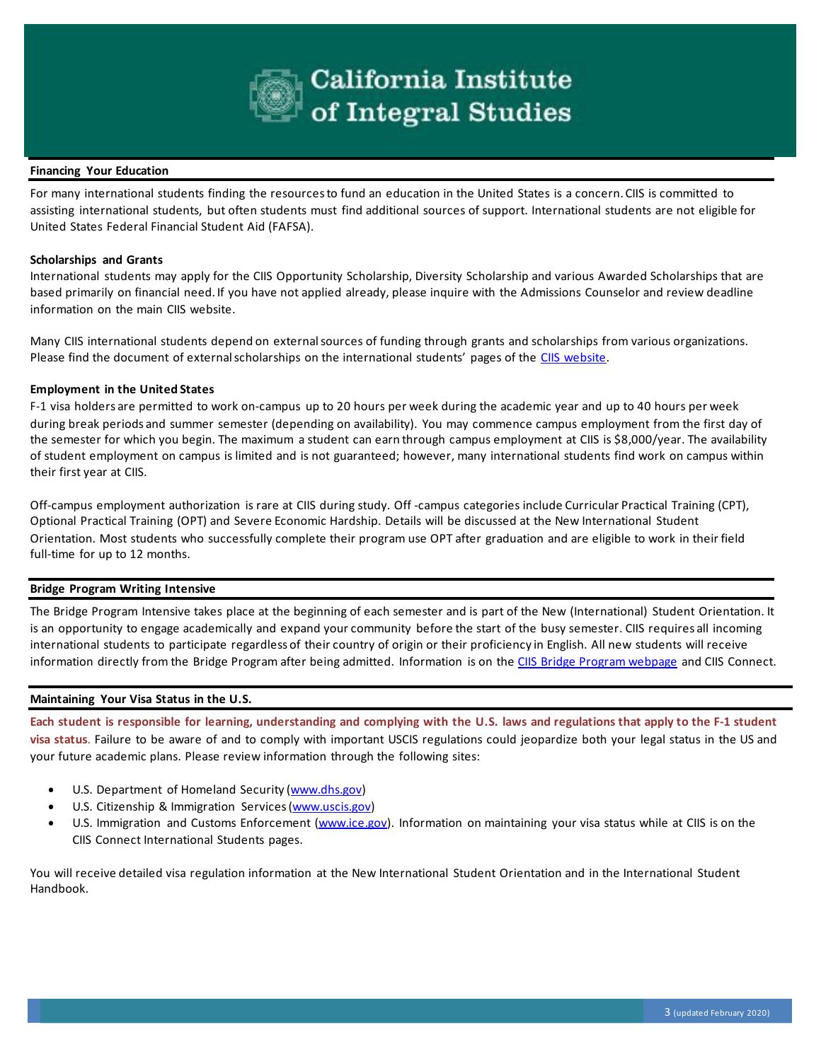## Financing Your Education

For many international students finding the resources to fund an education in the United States is a concern. CIIS is committed to assisting international students, but often students must find additional sources of support. International students are not eligible for United States Federal Financial Student Aid (FAFSA).

### Scholarships and Grants

International students may apply for the CIIS Opportunity Scholarship, Diversity Scholarship and various Awarded Scholarships that are based primarily on financial need. If you have not applied already, please inquire with the Admissions Counselor and review deadline information on the main CIIS website.

Many CIIS international students depend on external sources of funding through grants and scholarships from various organizations. Please find the document of external scholarships on the international students' pages of the CIIS website.

### Employment in the United States

F-1 visa holders are permitted to work on-campus up to 20 hours per week during the academic year and up to 40 hours per week during break periods and summer semester (depending on availability). You may commence campus employment from the first day of the semester for which you begin. The maximum a student can earn through campus employment at CIIS is $8,000/year. The availability of student employment on campus is limited and is not guaranteed; however, many international students find work on campus within their first year at CIIS.

Off-campus employment authorization is rare at CIIS during study. Off -campus categories include Curricular Practical Training (CPT), Optional Practical Training (OPT) and Severe Economic Hardship. Details will be discussed at the New International Student Orientation. Most students who successfully complete their program use OPT after graduation and are eligible to work in their field full-time for up to 12 months.

## Bridge Program Writing Intensive

The Bridge Program Intensive takes place at the beginning of each semester and is part of the New (International) Student Orientation. It is an opportunity to engage academically and expand your community before the start of the busy semester. CIIS requires all incoming international students to participate regardless of their country of origin or their proficiency in English. All new students will receive information directly from the Bridge Program after being admitted. Information is on the CIIS Bridge Program webpage and CIIS Connect.

## Maintaining Your Visa Status in the U.S.

**Each student is responsible for learning, understanding and complying with the U.S. laws and regulations that apply to the F-1 student visa status**. Failure to be aware of and to comply with important USCIS regulations could jeopardize both your legal status in the US and your future academic plans. Please review information through the following sites:

- U.S. Department of Homeland Security (www.dhs.gov)
- U.S. Citizenship & Immigration Services (www.uscis.gov)
- U.S. Immigration and Customs Enforcement (www.ice.gov). Information on maintaining your visa status while at CIIS is on the CIIS Connect International Students pages.

You will receive detailed visa regulation information at the New International Student Orientation and in the International Student Handbook.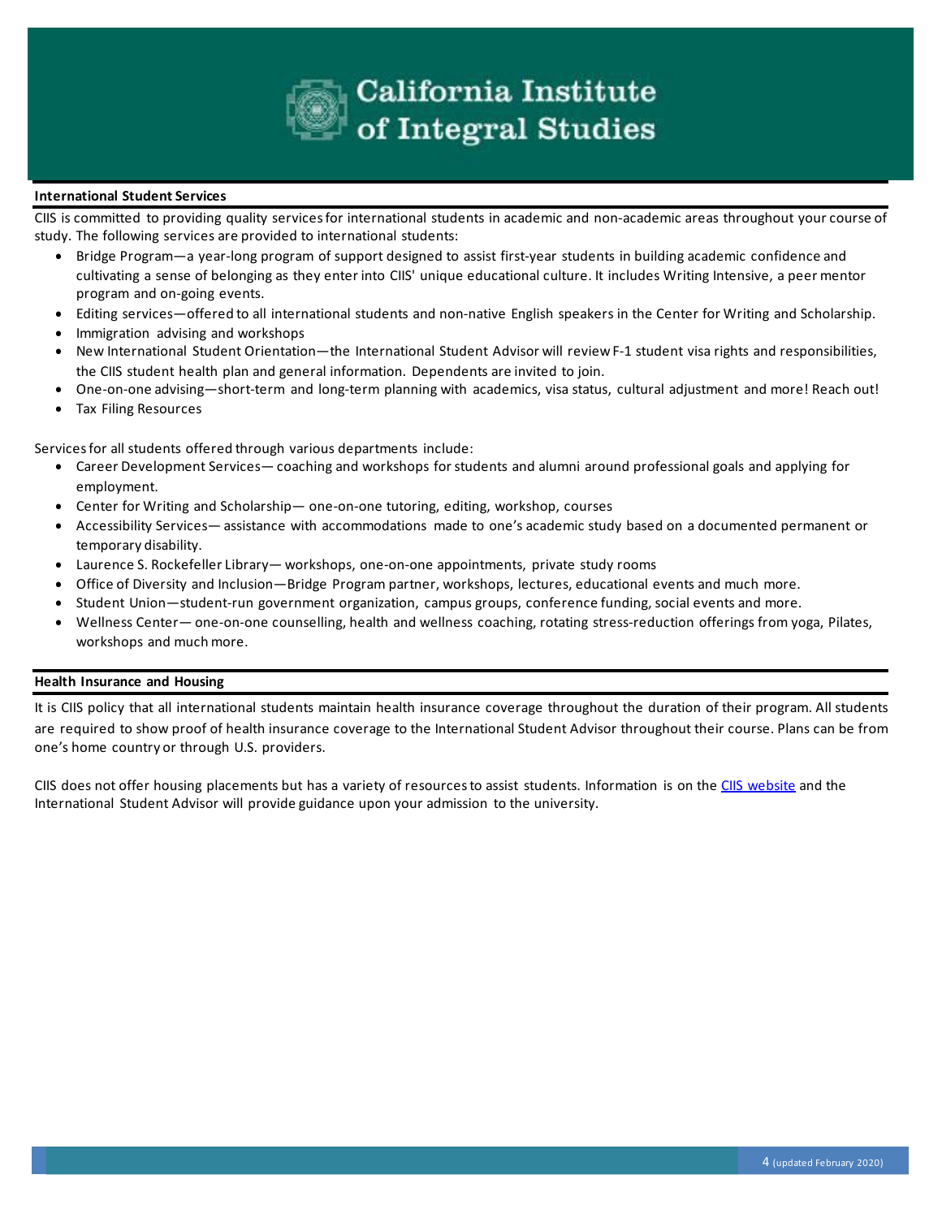## International Student Services

CIIS is committed to providing quality services for international students in academic and non-academic areas throughout your course of study. The following services are provided to international students:

- Bridge Program—a year-long program of support designed to assist first-year students in building academic confidence and cultivating a sense of belonging as they enter into CIIS' unique educational culture. It includes Writing Intensive, a peer mentor program and on-going events.
- Editing services—offered to all international students and non-native English speakers in the Center for Writing and Scholarship.
- Immigration advising and workshops
- New International Student Orientation—the International Student Advisor will review F-1 student visa rights and responsibilities, the CIIS student health plan and general information. Dependents are invited to join.
- One-on-one advising—short-term and long-term planning with academics, visa status, cultural adjustment and more! Reach out!
- Tax Filing Resources

Services for all students offered through various departments include:

- Career Development Services— coaching and workshops for students and alumni around professional goals and applying for employment.
- Center for Writing and Scholarship— one-on-one tutoring, editing, workshop, courses
- Accessibility Services— assistance with accommodations made to one's academic study based on a documented permanent or temporary disability.
- Laurence S. Rockefeller Library— workshops, one-on-one appointments, private study rooms
- Office of Diversity and Inclusion—Bridge Program partner, workshops, lectures, educational events and much more.
- Student Union—student-run government organization, campus groups, conference funding, social events and more.
- Wellness Center— one-on-one counselling, health and wellness coaching, rotating stress-reduction offerings from yoga, Pilates, workshops and much more.

## Health Insurance and Housing

It is CIIS policy that all international students maintain health insurance coverage throughout the duration of their program. All students are required to show proof of health insurance coverage to the International Student Advisor throughout their course. Plans can be from one's home country or through U.S. providers.

CIIS does not offer housing placements but has a variety of resources to assist students. Information is on the CIIS website and the International Student Advisor will provide guidance upon your admission to the university.